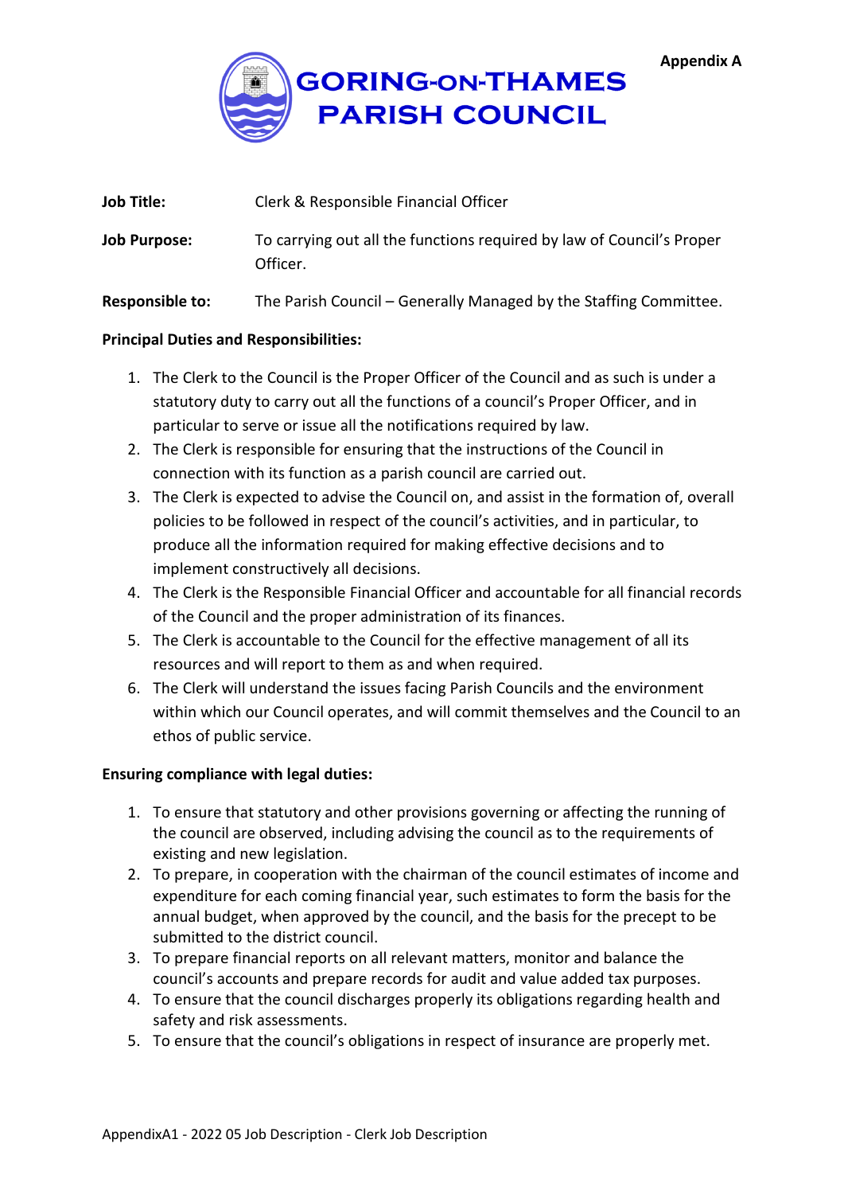Appendix A

# GORING-ON-THAMES PARISH COUNCIL

**Job Title:** Clerk & Responsible Financial Officer

**Job Purpose:** To carrying out all the functions required by law of Council's Proper Officer.

**Responsible to:** The Parish Council – Generally Managed by the Staffing Committee.

**Principal Duties and Responsibilities:**

1. The Clerk to the Council is the Proper Officer of the Council and as such is under a statutory duty to carry out all the functions of a council's Proper Officer, and in particular to serve or issue all the notifications required by law.
2. The Clerk is responsible for ensuring that the instructions of the Council in connection with its function as a parish council are carried out.
3. The Clerk is expected to advise the Council on, and assist in the formation of, overall policies to be followed in respect of the council's activities, and in particular, to produce all the information required for making effective decisions and to implement constructively all decisions.
4. The Clerk is the Responsible Financial Officer and accountable for all financial records of the Council and the proper administration of its finances.
5. The Clerk is accountable to the Council for the effective management of all its resources and will report to them as and when required.
6. The Clerk will understand the issues facing Parish Councils and the environment within which our Council operates, and will commit themselves and the Council to an ethos of public service.

**Ensuring compliance with legal duties:**

1. To ensure that statutory and other provisions governing or affecting the running of the council are observed, including advising the council as to the requirements of existing and new legislation.
2. To prepare, in cooperation with the chairman of the council estimates of income and expenditure for each coming financial year, such estimates to form the basis for the annual budget, when approved by the council, and the basis for the precept to be submitted to the district council.
3. To prepare financial reports on all relevant matters, monitor and balance the council's accounts and prepare records for audit and value added tax purposes.
4. To ensure that the council discharges properly its obligations regarding health and safety and risk assessments.
5. To ensure that the council's obligations in respect of insurance are properly met.

AppendixA1 - 2022 05 Job Description - Clerk Job Description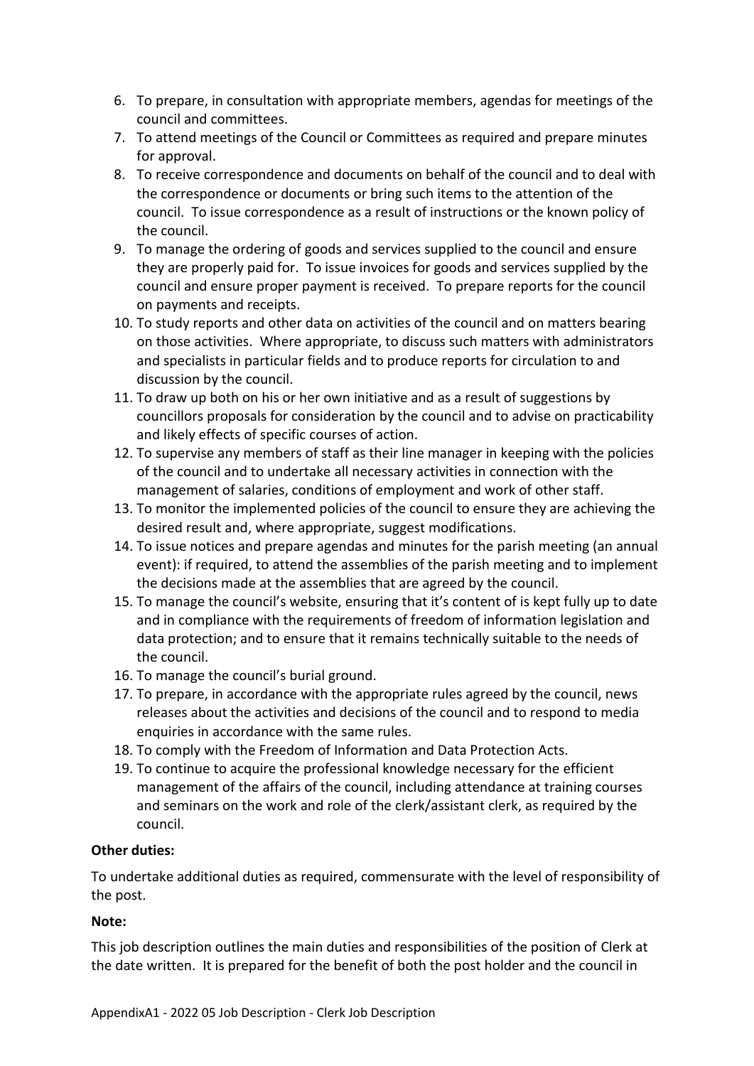6. To prepare, in consultation with appropriate members, agendas for meetings of the council and committees.
7. To attend meetings of the Council or Committees as required and prepare minutes for approval.
8. To receive correspondence and documents on behalf of the council and to deal with the correspondence or documents or bring such items to the attention of the council. To issue correspondence as a result of instructions or the known policy of the council.
9. To manage the ordering of goods and services supplied to the council and ensure they are properly paid for. To issue invoices for goods and services supplied by the council and ensure proper payment is received. To prepare reports for the council on payments and receipts.
10. To study reports and other data on activities of the council and on matters bearing on those activities. Where appropriate, to discuss such matters with administrators and specialists in particular fields and to produce reports for circulation to and discussion by the council.
11. To draw up both on his or her own initiative and as a result of suggestions by councillors proposals for consideration by the council and to advise on practicability and likely effects of specific courses of action.
12. To supervise any members of staff as their line manager in keeping with the policies of the council and to undertake all necessary activities in connection with the management of salaries, conditions of employment and work of other staff.
13. To monitor the implemented policies of the council to ensure they are achieving the desired result and, where appropriate, suggest modifications.
14. To issue notices and prepare agendas and minutes for the parish meeting (an annual event): if required, to attend the assemblies of the parish meeting and to implement the decisions made at the assemblies that are agreed by the council.
15. To manage the council's website, ensuring that it's content of is kept fully up to date and in compliance with the requirements of freedom of information legislation and data protection; and to ensure that it remains technically suitable to the needs of the council.
16. To manage the council's burial ground.
17. To prepare, in accordance with the appropriate rules agreed by the council, news releases about the activities and decisions of the council and to respond to media enquiries in accordance with the same rules.
18. To comply with the Freedom of Information and Data Protection Acts.
19. To continue to acquire the professional knowledge necessary for the efficient management of the affairs of the council, including attendance at training courses and seminars on the work and role of the clerk/assistant clerk, as required by the council.

**Other duties:**

To undertake additional duties as required, commensurate with the level of responsibility of the post.

**Note:**

This job description outlines the main duties and responsibilities of the position of Clerk at the date written. It is prepared for the benefit of both the post holder and the council in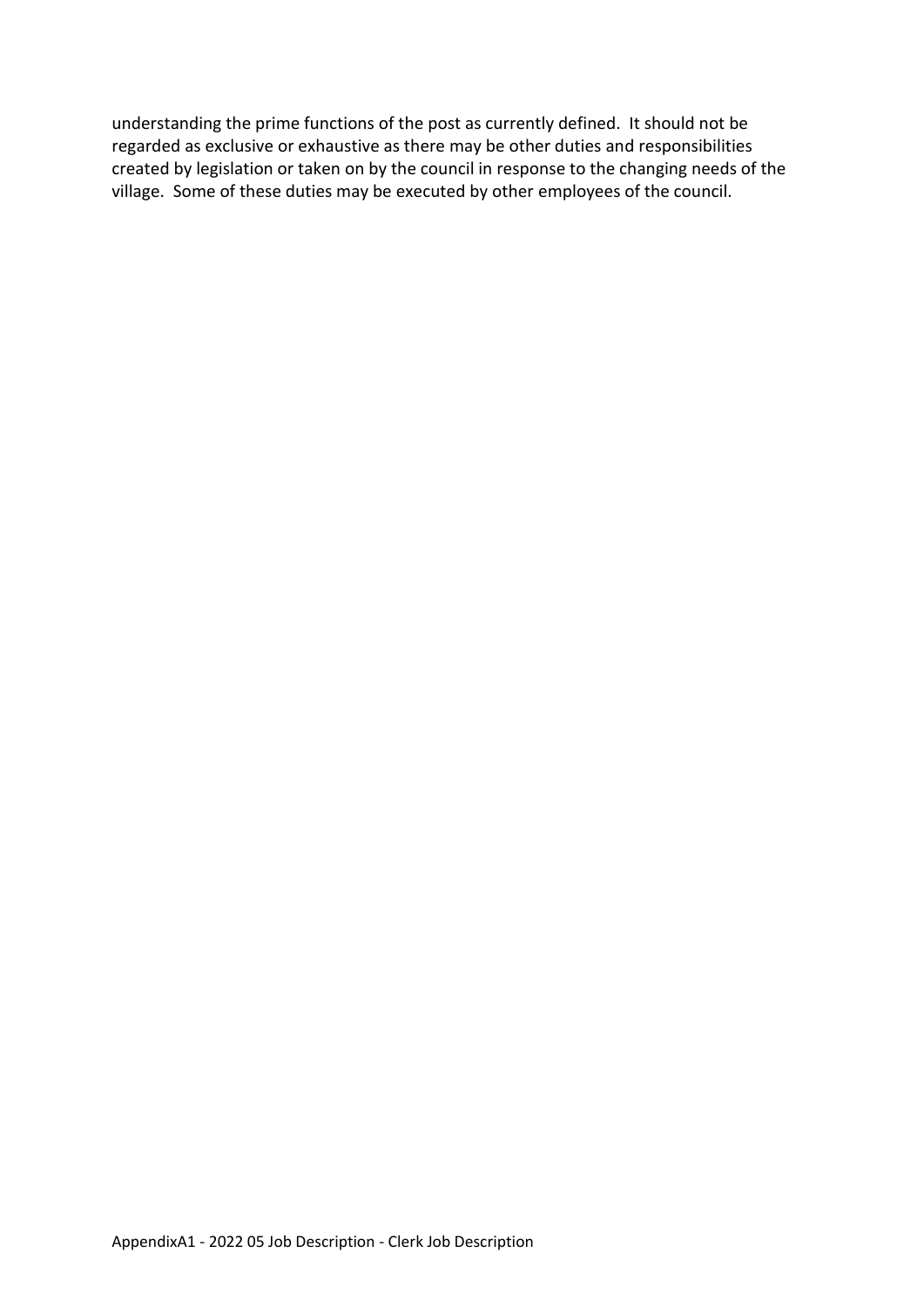understanding the prime functions of the post as currently defined. It should not be regarded as exclusive or exhaustive as there may be other duties and responsibilities created by legislation or taken on by the council in response to the changing needs of the village. Some of these duties may be executed by other employees of the council.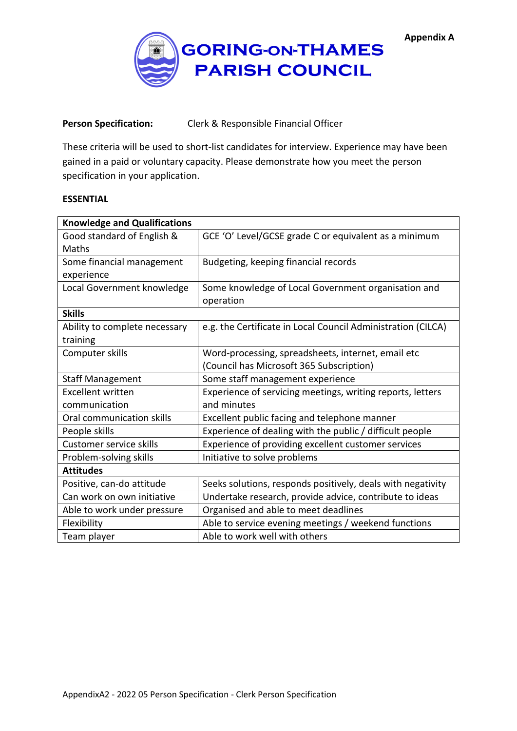Appendix A

# GORING-ON-THAMES PARISH COUNCIL

**Person Specification:** Clerk & Responsible Financial Officer

These criteria will be used to short-list candidates for interview. Experience may have been gained in a paid or voluntary capacity. Please demonstrate how you meet the person specification in your application.

**ESSENTIAL**

| **Knowledge and Qualifications** | |
|---|---|
| Good standard of English & Maths | GCE 'O' Level/GCSE grade C or equivalent as a minimum |
| Some financial management experience | Budgeting, keeping financial records |
| Local Government knowledge | Some knowledge of Local Government organisation and operation |
| **Skills** | |
| Ability to complete necessary training | e.g. the Certificate in Local Council Administration (CILCA) |
| Computer skills | Word-processing, spreadsheets, internet, email etc (Council has Microsoft 365 Subscription) |
| Staff Management | Some staff management experience |
| Excellent written communication | Experience of servicing meetings, writing reports, letters and minutes |
| Oral communication skills | Excellent public facing and telephone manner |
| People skills | Experience of dealing with the public / difficult people |
| Customer service skills | Experience of providing excellent customer services |
| Problem-solving skills | Initiative to solve problems |
| **Attitudes** | |
| Positive, can-do attitude | Seeks solutions, responds positively, deals with negativity |
| Can work on own initiative | Undertake research, provide advice, contribute to ideas |
| Able to work under pressure | Organised and able to meet deadlines |
| Flexibility | Able to service evening meetings / weekend functions |
| Team player | Able to work well with others |

AppendixA2 - 2022 05 Person Specification - Clerk Person Specification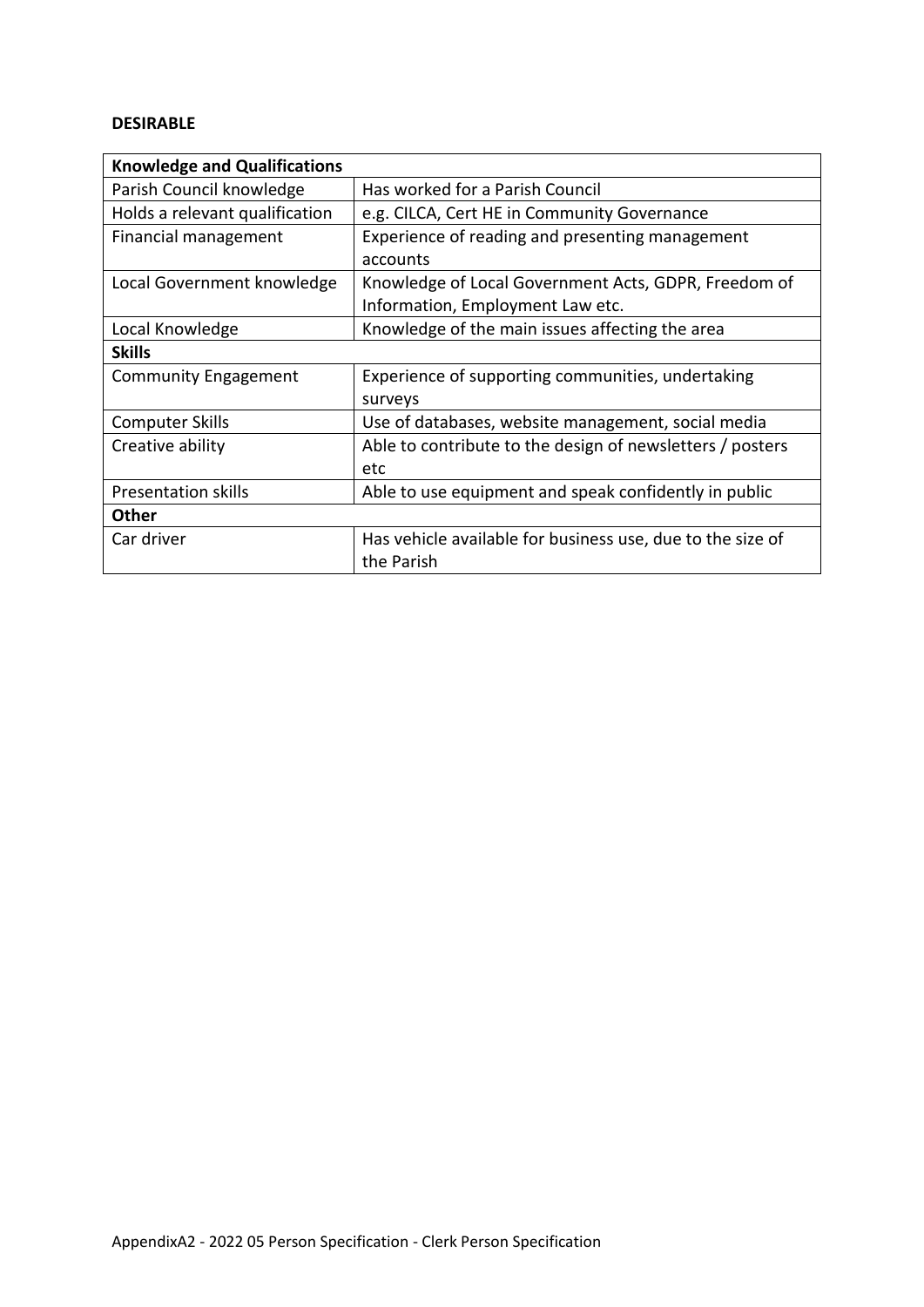**DESIRABLE**

| **Knowledge and Qualifications** | |
|---|---|
| Parish Council knowledge | Has worked for a Parish Council |
| Holds a relevant qualification | e.g. CILCA, Cert HE in Community Governance |
| Financial management | Experience of reading and presenting management accounts |
| Local Government knowledge | Knowledge of Local Government Acts, GDPR, Freedom of Information, Employment Law etc. |
| Local Knowledge | Knowledge of the main issues affecting the area |
| **Skills** | |
| Community Engagement | Experience of supporting communities, undertaking surveys |
| Computer Skills | Use of databases, website management, social media |
| Creative ability | Able to contribute to the design of newsletters / posters etc |
| Presentation skills | Able to use equipment and speak confidently in public |
| **Other** | |
| Car driver | Has vehicle available for business use, due to the size of the Parish |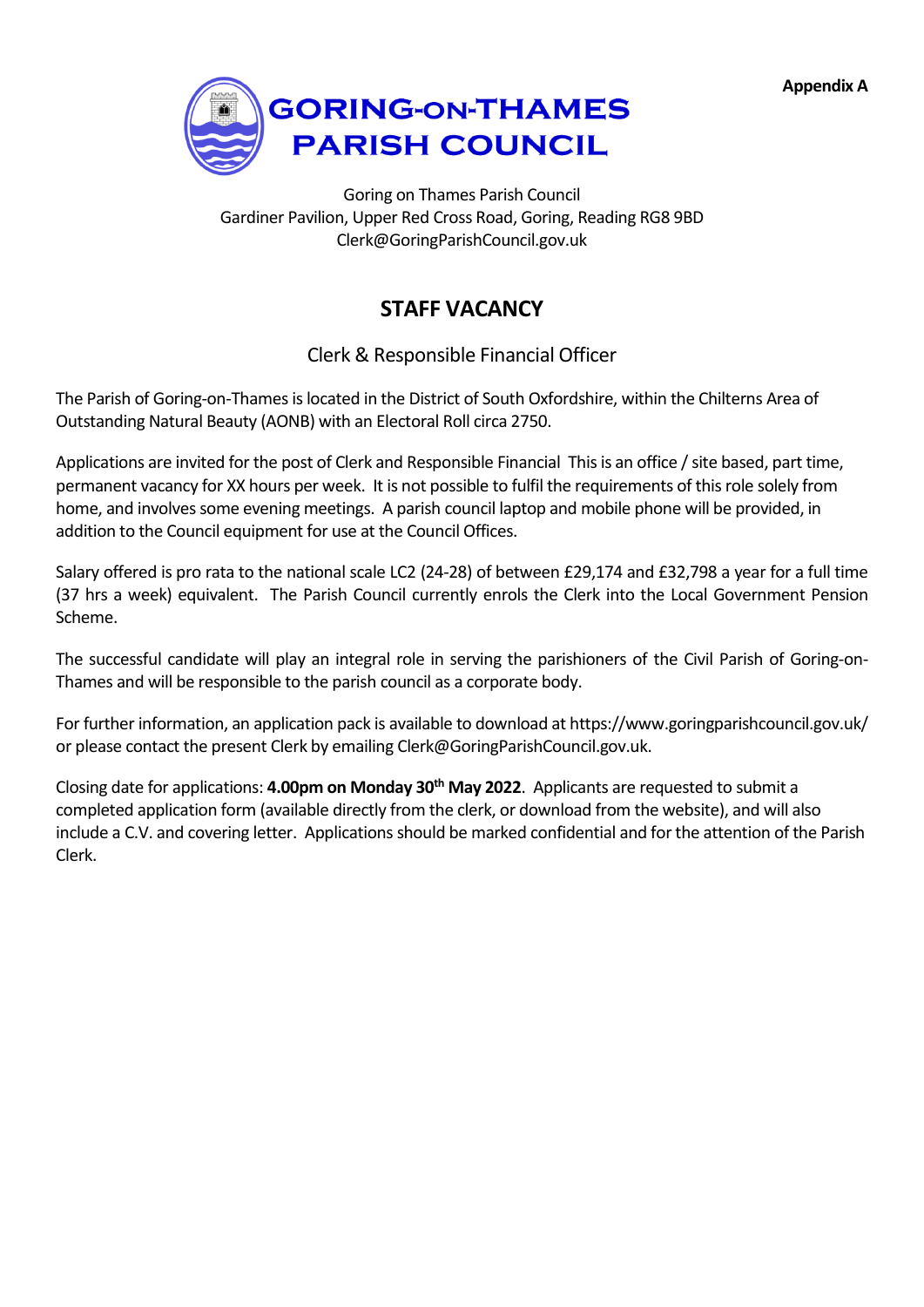**Appendix A**

# GORING-ON-THAMES PARISH COUNCIL

Goring on Thames Parish Council
Gardiner Pavilion, Upper Red Cross Road, Goring, Reading RG8 9BD
Clerk@GoringParishCouncil.gov.uk

## STAFF VACANCY

Clerk & Responsible Financial Officer

The Parish of Goring-on-Thames is located in the District of South Oxfordshire, within the Chilterns Area of Outstanding Natural Beauty (AONB) with an Electoral Roll circa 2750.

Applications are invited for the post of Clerk and Responsible Financial  This is an office / site based, part time, permanent vacancy for XX hours per week. It is not possible to fulfil the requirements of this role solely from home, and involves some evening meetings. A parish council laptop and mobile phone will be provided, in addition to the Council equipment for use at the Council Offices.

Salary offered is pro rata to the national scale LC2 (24-28) of between £29,174 and £32,798 a year for a full time (37 hrs a week) equivalent. The Parish Council currently enrols the Clerk into the Local Government Pension Scheme.

The successful candidate will play an integral role in serving the parishioners of the Civil Parish of Goring-on-Thames and will be responsible to the parish council as a corporate body.

For further information, an application pack is available to download at https://www.goringparishcouncil.gov.uk/ or please contact the present Clerk by emailing Clerk@GoringParishCouncil.gov.uk.

Closing date for applications: **4.00pm on Monday 30th May 2022**. Applicants are requested to submit a completed application form (available directly from the clerk, or download from the website), and will also include a C.V. and covering letter. Applications should be marked confidential and for the attention of the Parish Clerk.